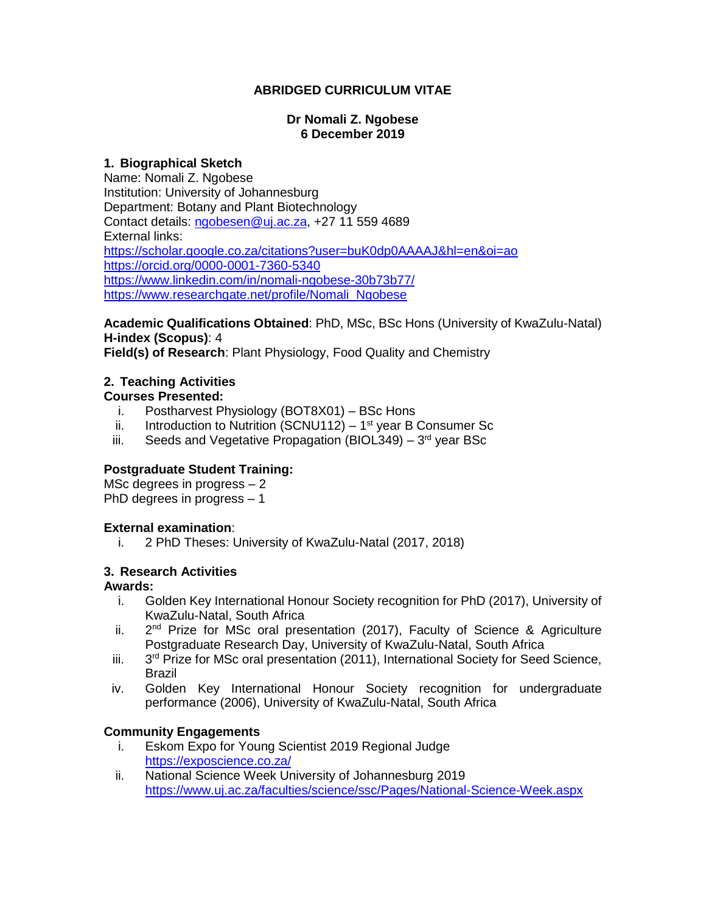# ABRIDGED CURRICULUM VITAE

**Dr Nomali Z. Ngobese**
**6 December 2019**

## 1. Biographical Sketch

Name: Nomali Z. Ngobese
Institution: University of Johannesburg
Department: Botany and Plant Biotechnology
Contact details: ngobesen@uj.ac.za, +27 11 559 4689
External links:
https://scholar.google.co.za/citations?user=buK0dp0AAAAJ&hl=en&oi=ao
https://orcid.org/0000-0001-7360-5340
https://www.linkedin.com/in/nomali-ngobese-30b73b77/
https://www.researchgate.net/profile/Nomali_Ngobese

**Academic Qualifications Obtained**: PhD, MSc, BSc Hons (University of KwaZulu-Natal)
**H-index (Scopus)**: 4
**Field(s) of Research**: Plant Physiology, Food Quality and Chemistry

## 2. Teaching Activities

**Courses Presented:**

i. Postharvest Physiology (BOT8X01) – BSc Hons
ii. Introduction to Nutrition (SCNU112) – 1st year B Consumer Sc
iii. Seeds and Vegetative Propagation (BIOL349) – 3rd year BSc

**Postgraduate Student Training:**

MSc degrees in progress – 2
PhD degrees in progress – 1

**External examination**:

i. 2 PhD Theses: University of KwaZulu-Natal (2017, 2018)

## 3. Research Activities

**Awards:**

i. Golden Key International Honour Society recognition for PhD (2017), University of KwaZulu-Natal, South Africa
ii. 2nd Prize for MSc oral presentation (2017), Faculty of Science & Agriculture Postgraduate Research Day, University of KwaZulu-Natal, South Africa
iii. 3rd Prize for MSc oral presentation (2011), International Society for Seed Science, Brazil
iv. Golden Key International Honour Society recognition for undergraduate performance (2006), University of KwaZulu-Natal, South Africa

**Community Engagements**

i. Eskom Expo for Young Scientist 2019 Regional Judge
https://exposcience.co.za/
ii. National Science Week University of Johannesburg 2019
https://www.uj.ac.za/faculties/science/ssc/Pages/National-Science-Week.aspx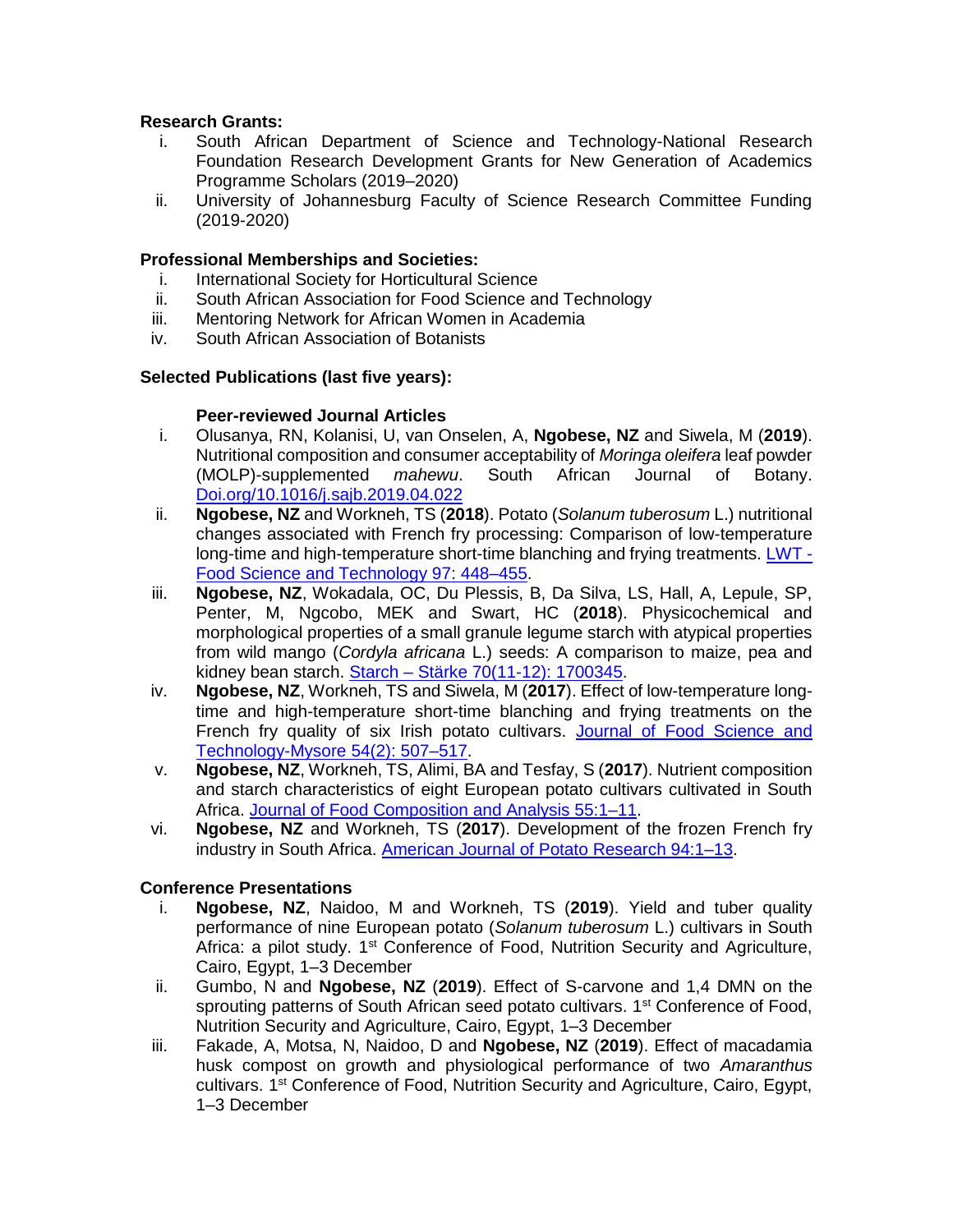**Research Grants:**

i. South African Department of Science and Technology-National Research Foundation Research Development Grants for New Generation of Academics Programme Scholars (2019–2020)
ii. University of Johannesburg Faculty of Science Research Committee Funding (2019-2020)

**Professional Memberships and Societies:**

i. International Society for Horticultural Science
ii. South African Association for Food Science and Technology
iii. Mentoring Network for African Women in Academia
iv. South African Association of Botanists

**Selected Publications (last five years):**

**Peer-reviewed Journal Articles**

i. Olusanya, RN, Kolanisi, U, van Onselen, A, **Ngobese, NZ** and Siwela, M (**2019**). Nutritional composition and consumer acceptability of *Moringa oleifera* leaf powder (MOLP)-supplemented *mahewu*. South African Journal of Botany. [Doi.org/10.1016/j.sajb.2019.04.022](Doi.org/10.1016/j.sajb.2019.04.022)
ii. **Ngobese, NZ** and Workneh, TS (**2018**). Potato (*Solanum tuberosum* L.) nutritional changes associated with French fry processing: Comparison of low-temperature long-time and high-temperature short-time blanching and frying treatments. [LWT - Food Science and Technology 97: 448–455]().
iii. **Ngobese, NZ**, Wokadala, OC, Du Plessis, B, Da Silva, LS, Hall, A, Lepule, SP, Penter, M, Ngcobo, MEK and Swart, HC (**2018**). Physicochemical and morphological properties of a small granule legume starch with atypical properties from wild mango (*Cordyla africana* L.) seeds: A comparison to maize, pea and kidney bean starch. [Starch – Stärke 70(11-12): 1700345]().
iv. **Ngobese, NZ**, Workneh, TS and Siwela, M (**2017**). Effect of low-temperature long-time and high-temperature short-time blanching and frying treatments on the French fry quality of six Irish potato cultivars. [Journal of Food Science and Technology-Mysore 54(2): 507–517]().
v. **Ngobese, NZ**, Workneh, TS, Alimi, BA and Tesfay, S (**2017**). Nutrient composition and starch characteristics of eight European potato cultivars cultivated in South Africa. [Journal of Food Composition and Analysis 55:1–11]().
vi. **Ngobese, NZ** and Workneh, TS (**2017**). Development of the frozen French fry industry in South Africa. [American Journal of Potato Research 94:1–13]().

**Conference Presentations**

i. **Ngobese, NZ**, Naidoo, M and Workneh, TS (**2019**). Yield and tuber quality performance of nine European potato (*Solanum tuberosum* L.) cultivars in South Africa: a pilot study. 1st Conference of Food, Nutrition Security and Agriculture, Cairo, Egypt, 1–3 December
ii. Gumbo, N and **Ngobese, NZ** (**2019**). Effect of S-carvone and 1,4 DMN on the sprouting patterns of South African seed potato cultivars. 1st Conference of Food, Nutrition Security and Agriculture, Cairo, Egypt, 1–3 December
iii. Fakade, A, Motsa, N, Naidoo, D and **Ngobese, NZ** (**2019**). Effect of macadamia husk compost on growth and physiological performance of two *Amaranthus* cultivars. 1st Conference of Food, Nutrition Security and Agriculture, Cairo, Egypt, 1–3 December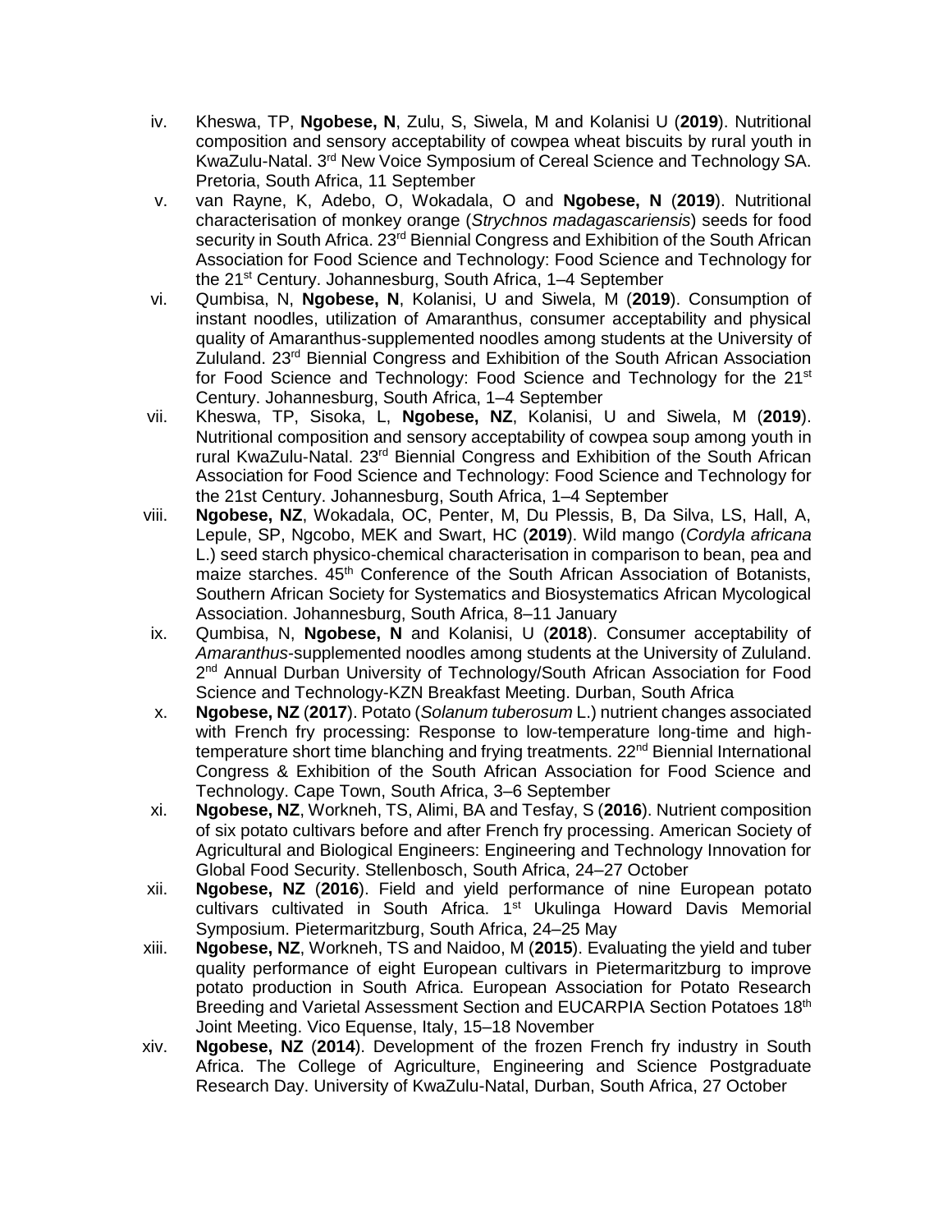iv. Kheswa, TP, **Ngobese, N**, Zulu, S, Siwela, M and Kolanisi U (**2019**). Nutritional composition and sensory acceptability of cowpea wheat biscuits by rural youth in KwaZulu-Natal. 3rd New Voice Symposium of Cereal Science and Technology SA. Pretoria, South Africa, 11 September

v. van Rayne, K, Adebo, O, Wokadala, O and **Ngobese, N** (**2019**). Nutritional characterisation of monkey orange (*Strychnos madagascariensis*) seeds for food security in South Africa. 23rd Biennial Congress and Exhibition of the South African Association for Food Science and Technology: Food Science and Technology for the 21st Century. Johannesburg, South Africa, 1–4 September

vi. Qumbisa, N, **Ngobese, N**, Kolanisi, U and Siwela, M (**2019**). Consumption of instant noodles, utilization of Amaranthus, consumer acceptability and physical quality of Amaranthus-supplemented noodles among students at the University of Zululand. 23rd Biennial Congress and Exhibition of the South African Association for Food Science and Technology: Food Science and Technology for the 21st Century. Johannesburg, South Africa, 1–4 September

vii. Kheswa, TP, Sisoka, L, **Ngobese, NZ**, Kolanisi, U and Siwela, M (**2019**). Nutritional composition and sensory acceptability of cowpea soup among youth in rural KwaZulu-Natal. 23rd Biennial Congress and Exhibition of the South African Association for Food Science and Technology: Food Science and Technology for the 21st Century. Johannesburg, South Africa, 1–4 September

viii. **Ngobese, NZ**, Wokadala, OC, Penter, M, Du Plessis, B, Da Silva, LS, Hall, A, Lepule, SP, Ngcobo, MEK and Swart, HC (**2019**). Wild mango (*Cordyla africana* L.) seed starch physico-chemical characterisation in comparison to bean, pea and maize starches. 45th Conference of the South African Association of Botanists, Southern African Society for Systematics and Biosystematics African Mycological Association. Johannesburg, South Africa, 8–11 January

ix. Qumbisa, N, **Ngobese, N** and Kolanisi, U (**2018**). Consumer acceptability of *Amaranthus*-supplemented noodles among students at the University of Zululand. 2nd Annual Durban University of Technology/South African Association for Food Science and Technology-KZN Breakfast Meeting. Durban, South Africa

x. **Ngobese, NZ** (**2017**). Potato (*Solanum tuberosum* L.) nutrient changes associated with French fry processing: Response to low-temperature long-time and high-temperature short time blanching and frying treatments. 22nd Biennial International Congress & Exhibition of the South African Association for Food Science and Technology. Cape Town, South Africa, 3–6 September

xi. **Ngobese, NZ**, Workneh, TS, Alimi, BA and Tesfay, S (**2016**). Nutrient composition of six potato cultivars before and after French fry processing. American Society of Agricultural and Biological Engineers: Engineering and Technology Innovation for Global Food Security. Stellenbosch, South Africa, 24–27 October

xii. **Ngobese, NZ** (**2016**). Field and yield performance of nine European potato cultivars cultivated in South Africa. 1st Ukulinga Howard Davis Memorial Symposium. Pietermaritzburg, South Africa, 24–25 May

xiii. **Ngobese, NZ**, Workneh, TS and Naidoo, M (**2015**). Evaluating the yield and tuber quality performance of eight European cultivars in Pietermaritzburg to improve potato production in South Africa. European Association for Potato Research Breeding and Varietal Assessment Section and EUCARPIA Section Potatoes 18th Joint Meeting. Vico Equense, Italy, 15–18 November

xiv. **Ngobese, NZ** (**2014**). Development of the frozen French fry industry in South Africa. The College of Agriculture, Engineering and Science Postgraduate Research Day. University of KwaZulu-Natal, Durban, South Africa, 27 October